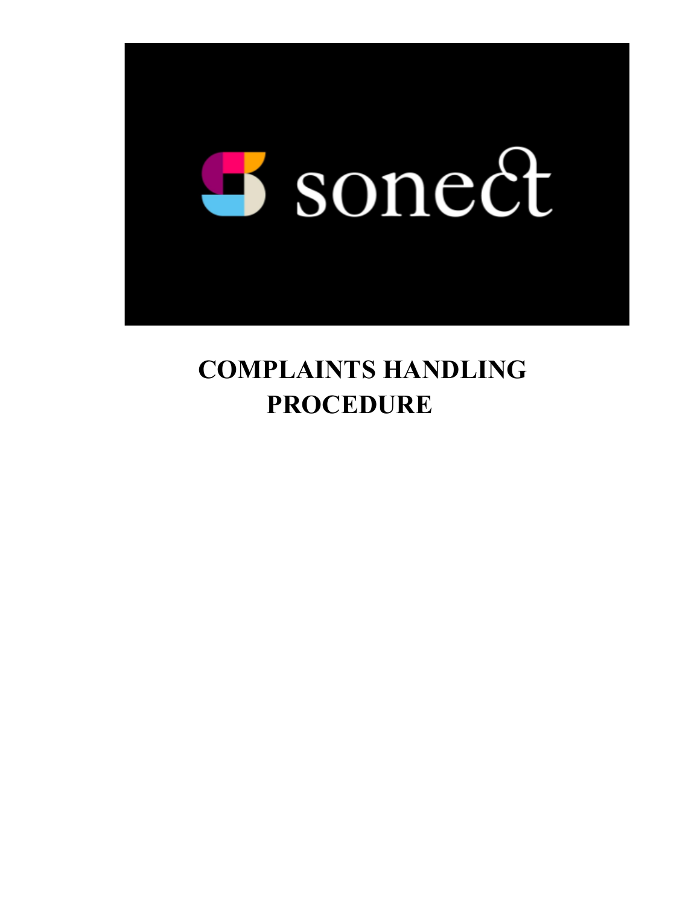# COMPLAINTS HANDLING PROCEDURE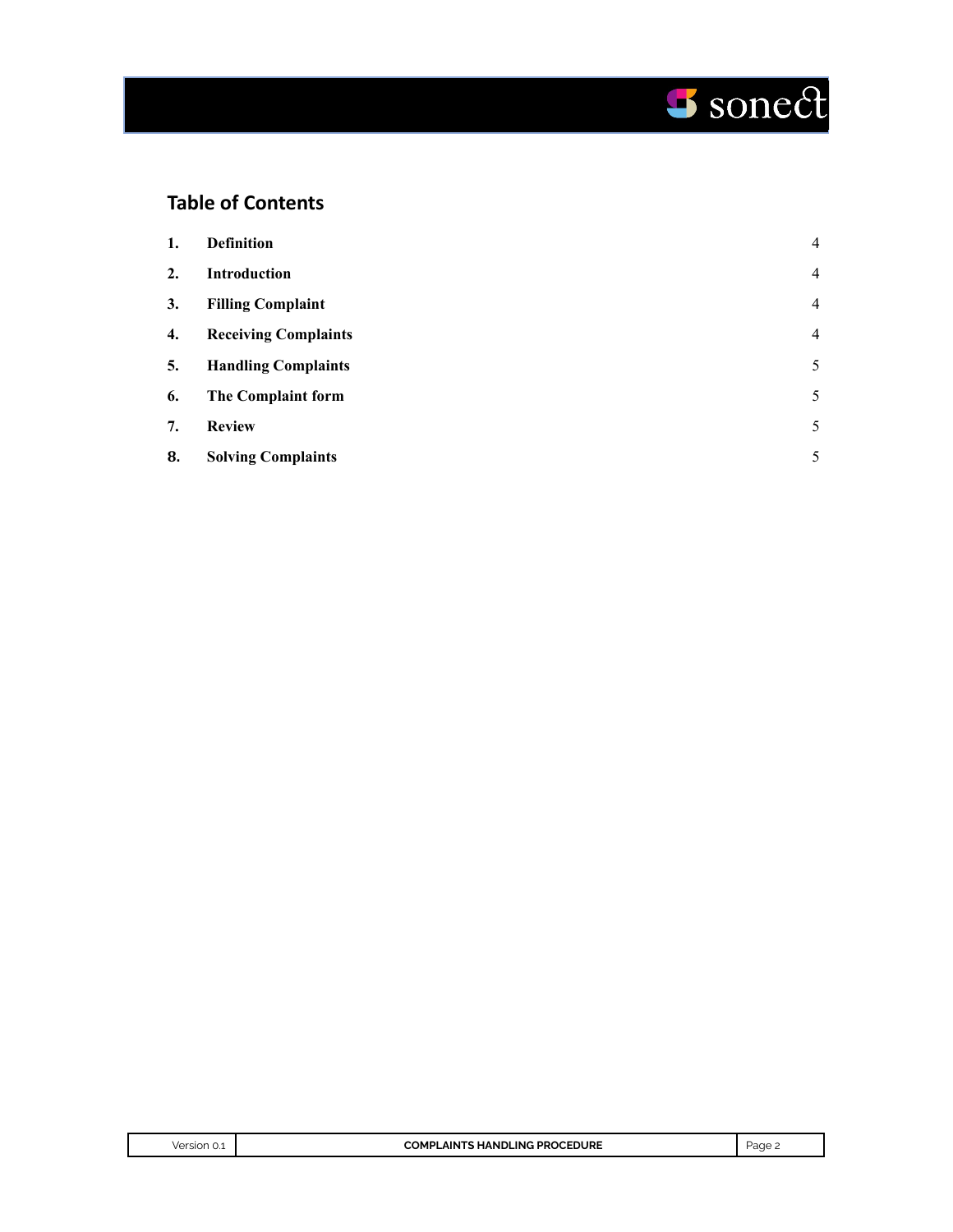## Table of Contents

| | | |
|---|---|---|
| **1.** | **Definition** | 4 |
| **2.** | **Introduction** | 4 |
| **3.** | **Filling Complaint** | 4 |
| **4.** | **Receiving Complaints** | 4 |
| **5.** | **Handling Complaints** | 5 |
| **6.** | **The Complaint form** | 5 |
| **7.** | **Review** | 5 |
| **8.** | **Solving Complaints** | 5 |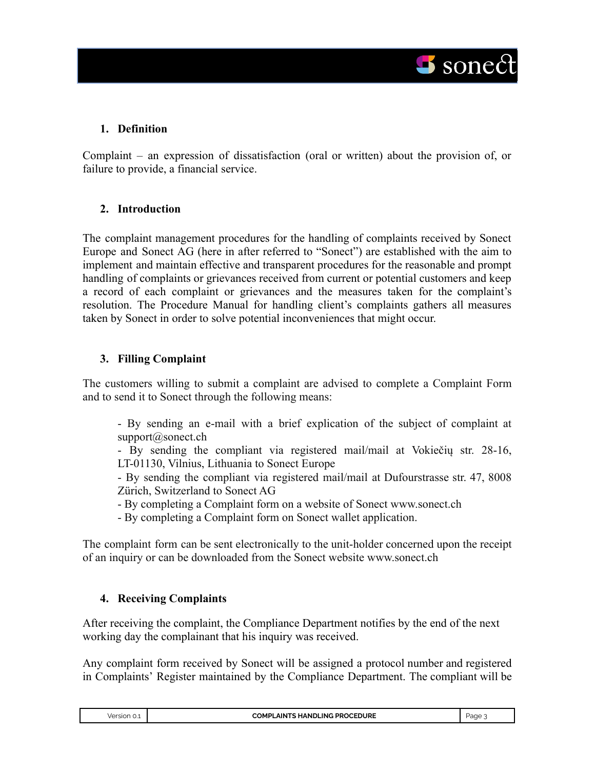## 1. Definition

Complaint – an expression of dissatisfaction (oral or written) about the provision of, or failure to provide, a financial service.

## 2. Introduction

The complaint management procedures for the handling of complaints received by Sonect Europe and Sonect AG (here in after referred to "Sonect") are established with the aim to implement and maintain effective and transparent procedures for the reasonable and prompt handling of complaints or grievances received from current or potential customers and keep a record of each complaint or grievances and the measures taken for the complaint's resolution. The Procedure Manual for handling client's complaints gathers all measures taken by Sonect in order to solve potential inconveniences that might occur.

## 3. Filling Complaint

The customers willing to submit a complaint are advised to complete a Complaint Form and to send it to Sonect through the following means:

- By sending an e-mail with a brief explication of the subject of complaint at support@sonect.ch
- By sending the compliant via registered mail/mail at Vokiečių str. 28-16, LT-01130, Vilnius, Lithuania to Sonect Europe
- By sending the compliant via registered mail/mail at Dufourstrasse str. 47, 8008 Zürich, Switzerland to Sonect AG
- By completing a Complaint form on a website of Sonect www.sonect.ch
- By completing a Complaint form on Sonect wallet application.

The complaint form can be sent electronically to the unit-holder concerned upon the receipt of an inquiry or can be downloaded from the Sonect website www.sonect.ch

## 4. Receiving Complaints

After receiving the complaint, the Compliance Department notifies by the end of the next working day the complainant that his inquiry was received.

Any complaint form received by Sonect will be assigned a protocol number and registered in Complaints' Register maintained by the Compliance Department. The compliant will be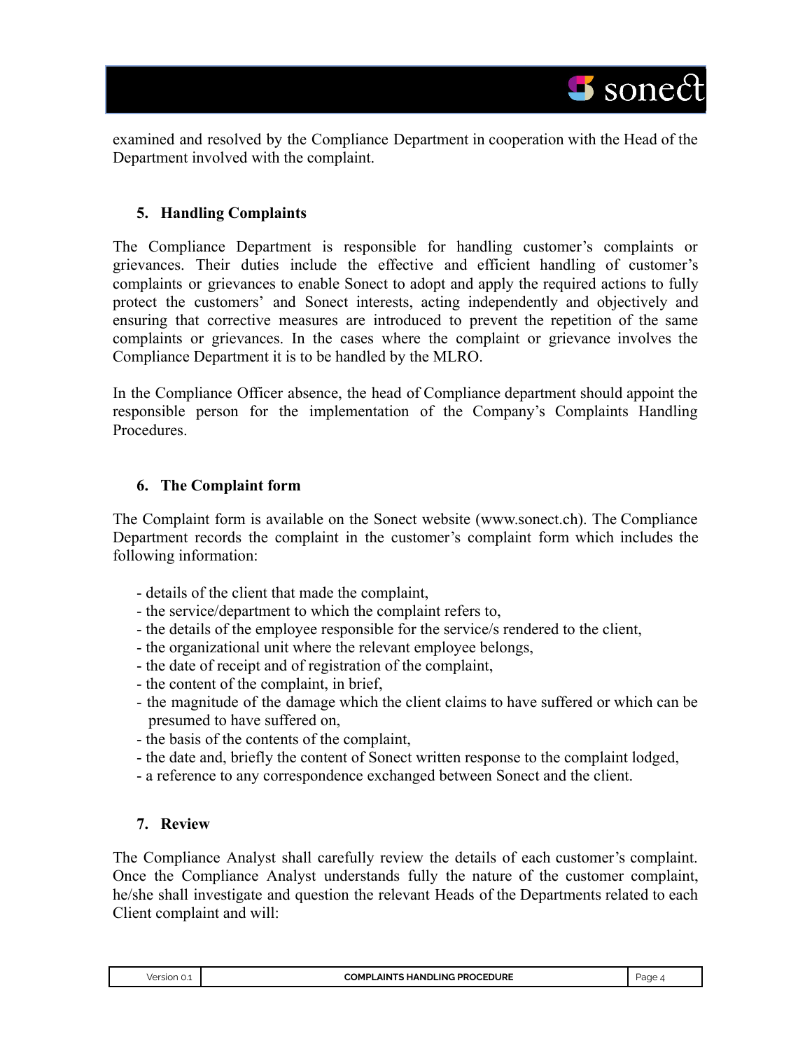examined and resolved by the Compliance Department in cooperation with the Head of the Department involved with the complaint.

## 5. Handling Complaints

The Compliance Department is responsible for handling customer's complaints or grievances. Their duties include the effective and efficient handling of customer's complaints or grievances to enable Sonect to adopt and apply the required actions to fully protect the customers' and Sonect interests, acting independently and objectively and ensuring that corrective measures are introduced to prevent the repetition of the same complaints or grievances. In the cases where the complaint or grievance involves the Compliance Department it is to be handled by the MLRO.

In the Compliance Officer absence, the head of Compliance department should appoint the responsible person for the implementation of the Company's Complaints Handling Procedures.

## 6. The Complaint form

The Complaint form is available on the Sonect website (www.sonect.ch). The Compliance Department records the complaint in the customer's complaint form which includes the following information:

- details of the client that made the complaint,
- the service/department to which the complaint refers to,
- the details of the employee responsible for the service/s rendered to the client,
- the organizational unit where the relevant employee belongs,
- the date of receipt and of registration of the complaint,
- the content of the complaint, in brief,
- the magnitude of the damage which the client claims to have suffered or which can be presumed to have suffered on,
- the basis of the contents of the complaint,
- the date and, briefly the content of Sonect written response to the complaint lodged,
- a reference to any correspondence exchanged between Sonect and the client.

## 7. Review

The Compliance Analyst shall carefully review the details of each customer's complaint. Once the Compliance Analyst understands fully the nature of the customer complaint, he/she shall investigate and question the relevant Heads of the Departments related to each Client complaint and will: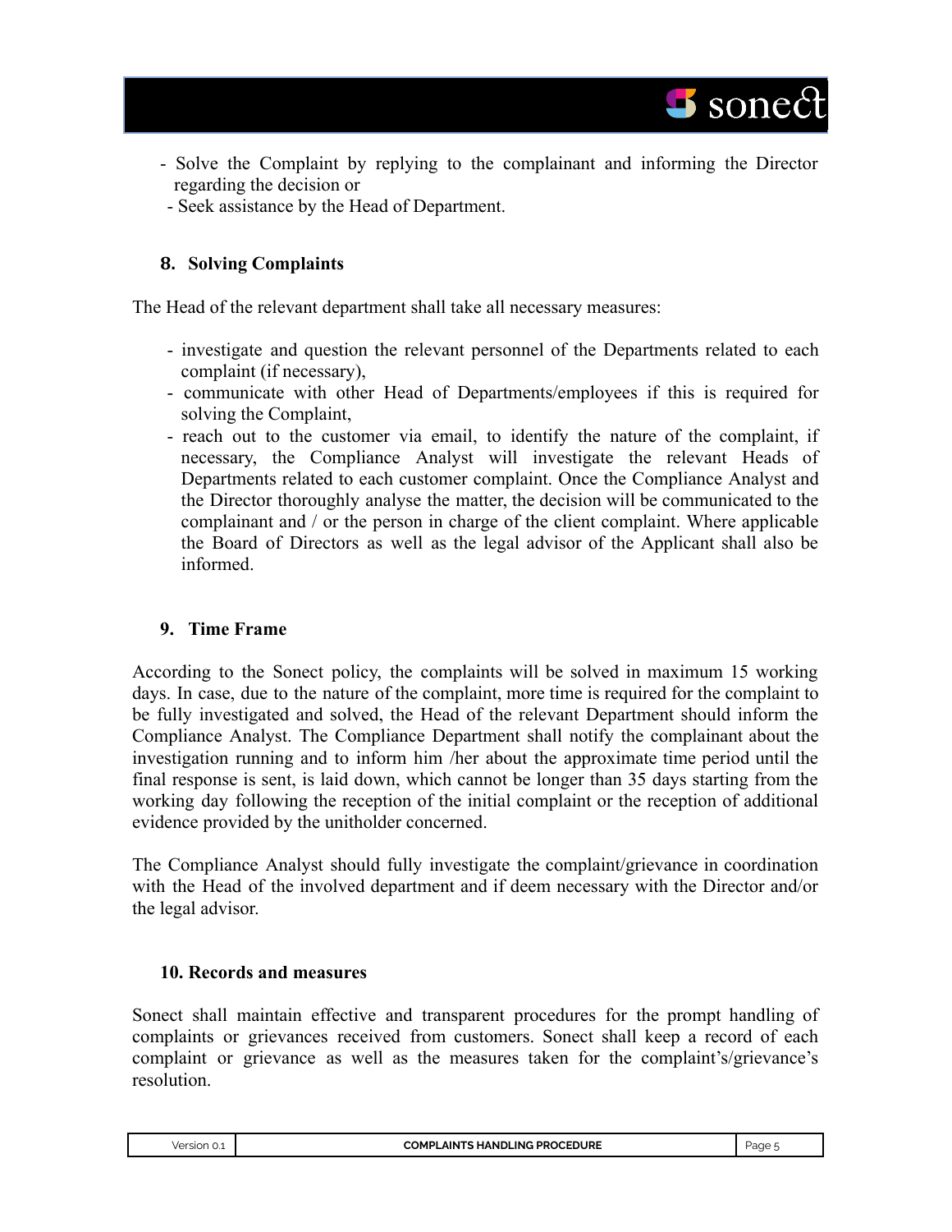- Solve the Complaint by replying to the complainant and informing the Director regarding the decision or
- Seek assistance by the Head of Department.

## 8. Solving Complaints

The Head of the relevant department shall take all necessary measures:

- investigate and question the relevant personnel of the Departments related to each complaint (if necessary),
- communicate with other Head of Departments/employees if this is required for solving the Complaint,
- reach out to the customer via email, to identify the nature of the complaint, if necessary, the Compliance Analyst will investigate the relevant Heads of Departments related to each customer complaint. Once the Compliance Analyst and the Director thoroughly analyse the matter, the decision will be communicated to the complainant and / or the person in charge of the client complaint. Where applicable the Board of Directors as well as the legal advisor of the Applicant shall also be informed.

## 9. Time Frame

According to the Sonect policy, the complaints will be solved in maximum 15 working days. In case, due to the nature of the complaint, more time is required for the complaint to be fully investigated and solved, the Head of the relevant Department should inform the Compliance Analyst. The Compliance Department shall notify the complainant about the investigation running and to inform him /her about the approximate time period until the final response is sent, is laid down, which cannot be longer than 35 days starting from the working day following the reception of the initial complaint or the reception of additional evidence provided by the unitholder concerned.

The Compliance Analyst should fully investigate the complaint/grievance in coordination with the Head of the involved department and if deem necessary with the Director and/or the legal advisor.

## 10. Records and measures

Sonect shall maintain effective and transparent procedures for the prompt handling of complaints or grievances received from customers. Sonect shall keep a record of each complaint or grievance as well as the measures taken for the complaint's/grievance's resolution.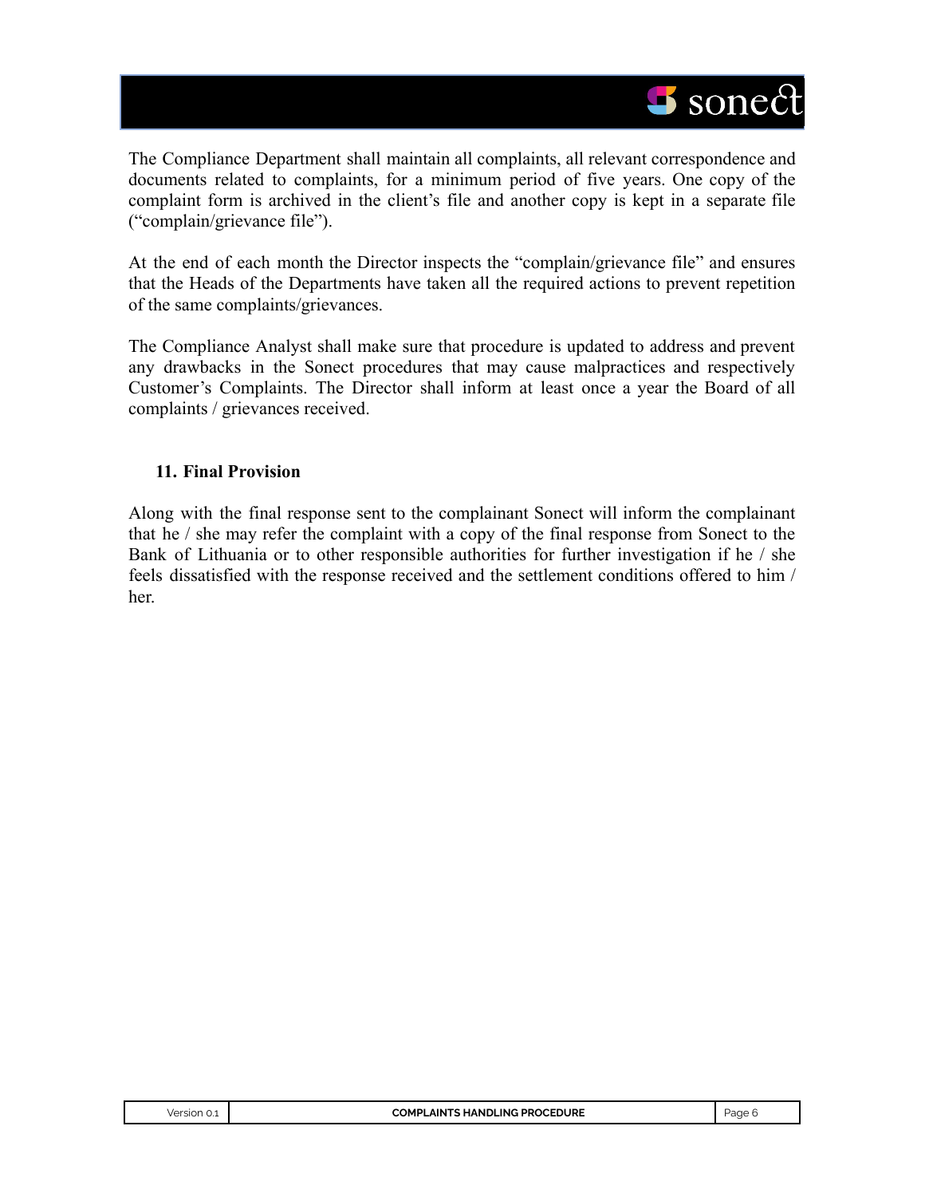The Compliance Department shall maintain all complaints, all relevant correspondence and documents related to complaints, for a minimum period of five years. One copy of the complaint form is archived in the client's file and another copy is kept in a separate file ("complain/grievance file").

At the end of each month the Director inspects the "complain/grievance file" and ensures that the Heads of the Departments have taken all the required actions to prevent repetition of the same complaints/grievances.

The Compliance Analyst shall make sure that procedure is updated to address and prevent any drawbacks in the Sonect procedures that may cause malpractices and respectively Customer's Complaints. The Director shall inform at least once a year the Board of all complaints / grievances received.

## 11. Final Provision

Along with the final response sent to the complainant Sonect will inform the complainant that he / she may refer the complaint with a copy of the final response from Sonect to the Bank of Lithuania or to other responsible authorities for further investigation if he / she feels dissatisfied with the response received and the settlement conditions offered to him / her.